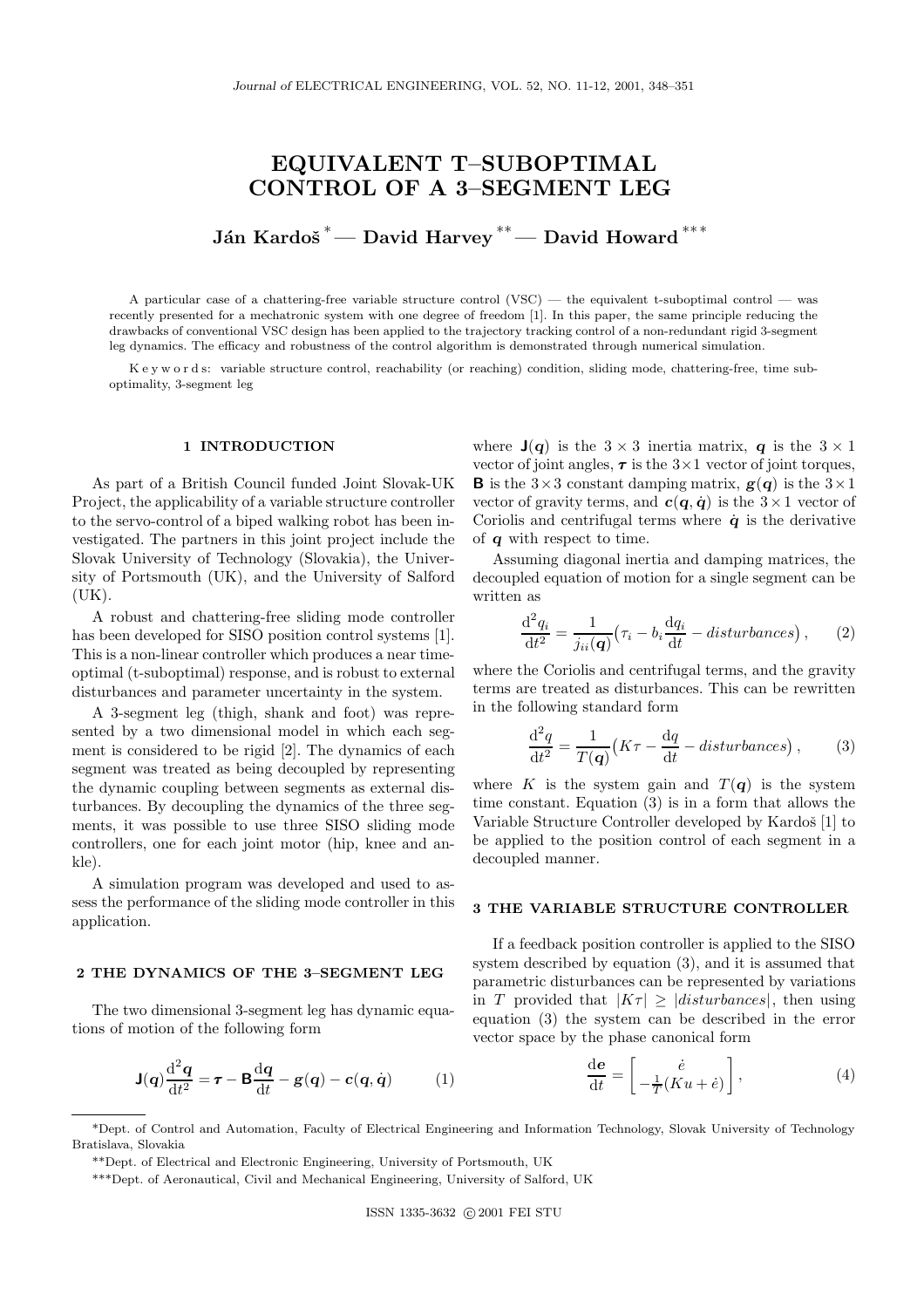# EQUIVALENT T–SUBOPTIMAL CONTROL OF A 3–SEGMENT LEG

**Ján Kardoš** * — **David Harvey** ** — **David Howard** ***

A particular case of a chattering-free variable structure control (VSC) — the equivalent t-suboptimal control — was recently presented for a mechatronic system with one degree of freedom [1]. In this paper, the same principle reducing the drawbacks of conventional VSC design has been applied to the trajectory tracking control of a non-redundant rigid 3-segment leg dynamics. The efficacy and robustness of the control algorithm is demonstrated through numerical simulation.

Keywords: variable structure control, reachability (or reaching) condition, sliding mode, chattering-free, time suboptimality, 3-segment leg

## 1 INTRODUCTION

As part of a British Council funded Joint Slovak-UK Project, the applicability of a variable structure controller to the servo-control of a biped walking robot has been investigated. The partners in this joint project include the Slovak University of Technology (Slovakia), the University of Portsmouth (UK), and the University of Salford (UK).

A robust and chattering-free sliding mode controller has been developed for SISO position control systems [1]. This is a non-linear controller which produces a near time-optimal (t-suboptimal) response, and is robust to external disturbances and parameter uncertainty in the system.

A 3-segment leg (thigh, shank and foot) was represented by a two dimensional model in which each segment is considered to be rigid [2]. The dynamics of each segment was treated as being decoupled by representing the dynamic coupling between segments as external disturbances. By decoupling the dynamics of the three segments, it was possible to use three SISO sliding mode controllers, one for each joint motor (hip, knee and ankle).

A simulation program was developed and used to assess the performance of the sliding mode controller in this application.

## 2 THE DYNAMICS OF THE 3–SEGMENT LEG

The two dimensional 3-segment leg has dynamic equations of motion of the following form

$$\mathbf{J}(\boldsymbol{q})\frac{\mathrm{d}^2\boldsymbol{q}}{\mathrm{d}t^2} = \boldsymbol{\tau} - \mathbf{B}\frac{\mathrm{d}\boldsymbol{q}}{\mathrm{d}t} - \boldsymbol{g}(\boldsymbol{q}) - \boldsymbol{c}(\boldsymbol{q},\dot{\boldsymbol{q}}) \tag{1}$$

where $\mathbf{J}(\boldsymbol{q})$ is the $3\times 3$ inertia matrix, $\boldsymbol{q}$ is the $3\times 1$ vector of joint angles, $\boldsymbol{\tau}$ is the $3\times 1$ vector of joint torques, $\mathbf{B}$ is the $3\times 3$ constant damping matrix, $\boldsymbol{g}(\boldsymbol{q})$ is the $3\times 1$ vector of gravity terms, and $\boldsymbol{c}(\boldsymbol{q},\dot{\boldsymbol{q}})$ is the $3\times 1$ vector of Coriolis and centrifugal terms where $\dot{\boldsymbol{q}}$ is the derivative of $\boldsymbol{q}$ with respect to time.

Assuming diagonal inertia and damping matrices, the decoupled equation of motion for a single segment can be written as

$$\frac{\mathrm{d}^2 q_i}{\mathrm{d}t^2} = \frac{1}{j_{ii}(\boldsymbol{q})}\big(\tau_i - b_i\frac{\mathrm{d}q_i}{\mathrm{d}t} - disturbances\big)\,, \tag{2}$$

where the Coriolis and centrifugal terms, and the gravity terms are treated as disturbances. This can be rewritten in the following standard form

$$\frac{\mathrm{d}^2 q}{\mathrm{d}t^2} = \frac{1}{T(\boldsymbol{q})}\big(K\tau - \frac{\mathrm{d}q}{\mathrm{d}t} - disturbances\big)\,, \tag{3}$$

where $K$ is the system gain and $T(\boldsymbol{q})$ is the system time constant. Equation (3) is in a form that allows the Variable Structure Controller developed by Kardoš [1] to be applied to the position control of each segment in a decoupled manner.

## 3 THE VARIABLE STRUCTURE CONTROLLER

If a feedback position controller is applied to the SISO system described by equation (3), and it is assumed that parametric disturbances can be represented by variations in $T$ provided that $|K\tau| \geq |disturbances|$, then using equation (3) the system can be described in the error vector space by the phase canonical form

$$\frac{\mathrm{d}\boldsymbol{e}}{\mathrm{d}t} = \begin{bmatrix} \dot{e} \\ -\frac{1}{T}(Ku + \dot{e}) \end{bmatrix}, \tag{4}$$

---

*Dept. of Control and Automation, Faculty of Electrical Engineering and Information Technology, Slovak University of Technology Bratislava, Slovakia

**Dept. of Electrical and Electronic Engineering, University of Portsmouth, UK

***Dept. of Aeronautical, Civil and Mechanical Engineering, University of Salford, UK

ISSN 1335-3632 © 2001 FEI STU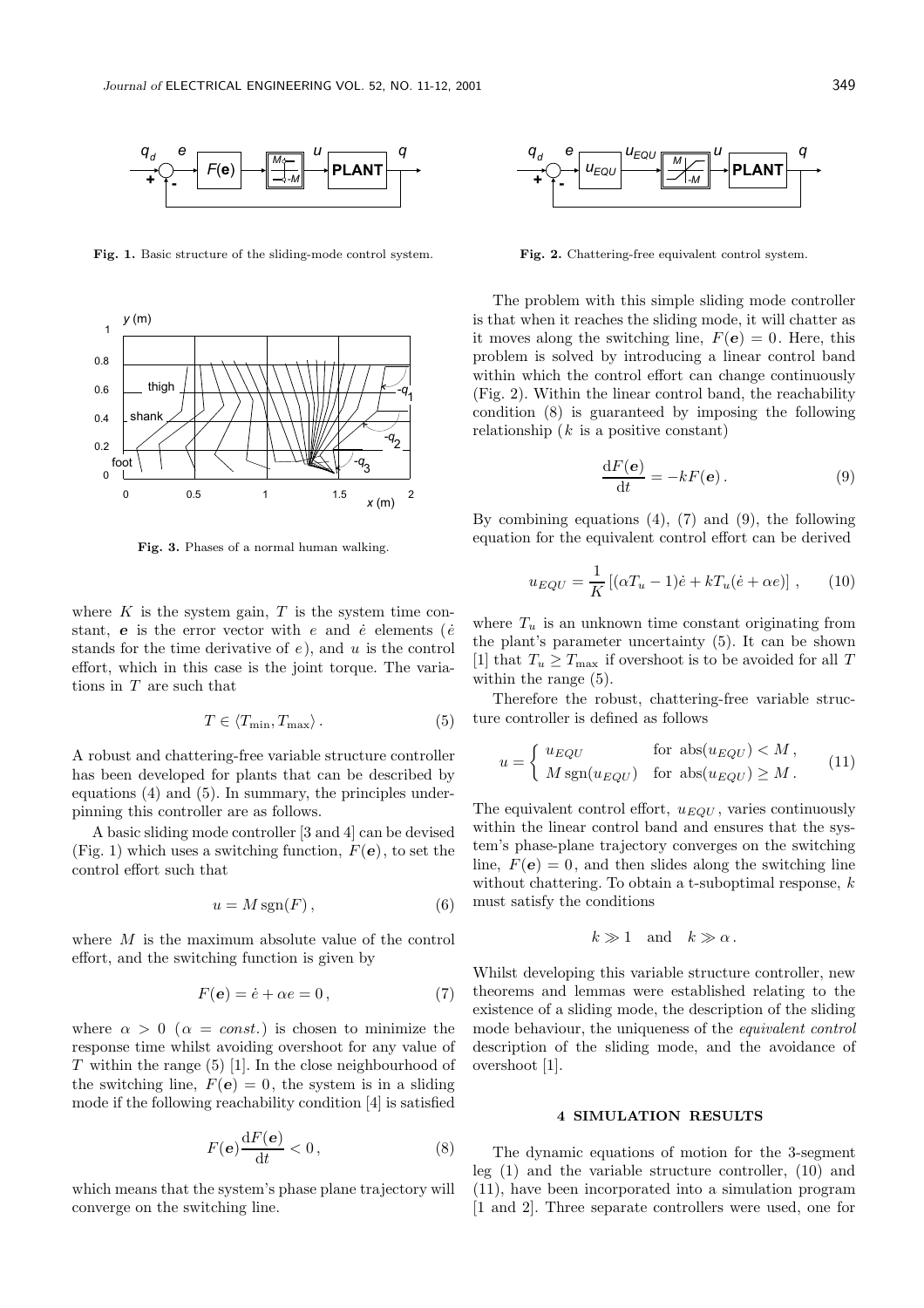Fig. 1. Basic structure of the sliding-mode control system.

Fig. 2. Chattering-free equivalent control system.

Fig. 3. Phases of a normal human walking.

where $K$ is the system gain, $T$ is the system time constant, $\boldsymbol{e}$ is the error vector with $e$ and $\dot{e}$ elements ($\dot{e}$ stands for the time derivative of $e$), and $u$ is the control effort, which in this case is the joint torque. The variations in $T$ are such that

$$T \in \langle T_{\min}, T_{\max} \rangle \,. \tag{5}$$

A robust and chattering-free variable structure controller has been developed for plants that can be described by equations (4) and (5). In summary, the principles underpinning this controller are as follows.

A basic sliding mode controller [3 and 4] can be devised (Fig. 1) which uses a switching function, $F(\boldsymbol{e})$, to set the control effort such that

$$u = M \operatorname{sgn}(F) \,, \tag{6}$$

where $M$ is the maximum absolute value of the control effort, and the switching function is given by

$$F(\boldsymbol{e}) = \dot{e} + \alpha e = 0 \,, \tag{7}$$

where $\alpha > 0$ ($\alpha = const.$) is chosen to minimize the response time whilst avoiding overshoot for any value of $T$ within the range (5) [1]. In the close neighbourhood of the switching line, $F(\boldsymbol{e}) = 0$, the system is in a sliding mode if the following reachability condition [4] is satisfied

$$F(\boldsymbol{e}) \frac{\mathrm{d}F(\boldsymbol{e})}{\mathrm{d}t} < 0 \,, \tag{8}$$

which means that the system's phase plane trajectory will converge on the switching line.

The problem with this simple sliding mode controller is that when it reaches the sliding mode, it will chatter as it moves along the switching line, $F(\boldsymbol{e}) = 0$. Here, this problem is solved by introducing a linear control band within which the control effort can change continuously (Fig. 2). Within the linear control band, the reachability condition (8) is guaranteed by imposing the following relationship ($k$ is a positive constant)

$$\frac{\mathrm{d}F(\boldsymbol{e})}{\mathrm{d}t} = -kF(\boldsymbol{e}) \,. \tag{9}$$

By combining equations (4), (7) and (9), the following equation for the equivalent control effort can be derived

$$u_{EQU} = \frac{1}{K} \left[ (\alpha T_u - 1)\dot{e} + kT_u(\dot{e} + \alpha e) \right] \,, \tag{10}$$

where $T_u$ is an unknown time constant originating from the plant's parameter uncertainty (5). It can be shown [1] that $T_u \geq T_{\max}$ if overshoot is to be avoided for all $T$ within the range (5).

Therefore the robust, chattering-free variable structure controller is defined as follows

$$u = \begin{cases} u_{EQU} & \text{for } \operatorname{abs}(u_{EQU}) < M \,, \\ M \operatorname{sgn}(u_{EQU}) & \text{for } \operatorname{abs}(u_{EQU}) \geq M \,. \end{cases} \tag{11}$$

The equivalent control effort, $u_{EQU}$, varies continuously within the linear control band and ensures that the system's phase-plane trajectory converges on the switching line, $F(\boldsymbol{e}) = 0$, and then slides along the switching line without chattering. To obtain a t-suboptimal response, $k$ must satisfy the conditions

$$k \gg 1 \quad \text{and} \quad k \gg \alpha \,.$$

Whilst developing this variable structure controller, new theorems and lemmas were established relating to the existence of a sliding mode, the description of the sliding mode behaviour, the uniqueness of the *equivalent control* description of the sliding mode, and the avoidance of overshoot [1].

## 4 SIMULATION RESULTS

The dynamic equations of motion for the 3-segment leg (1) and the variable structure controller, (10) and (11), have been incorporated into a simulation program [1 and 2]. Three separate controllers were used, one for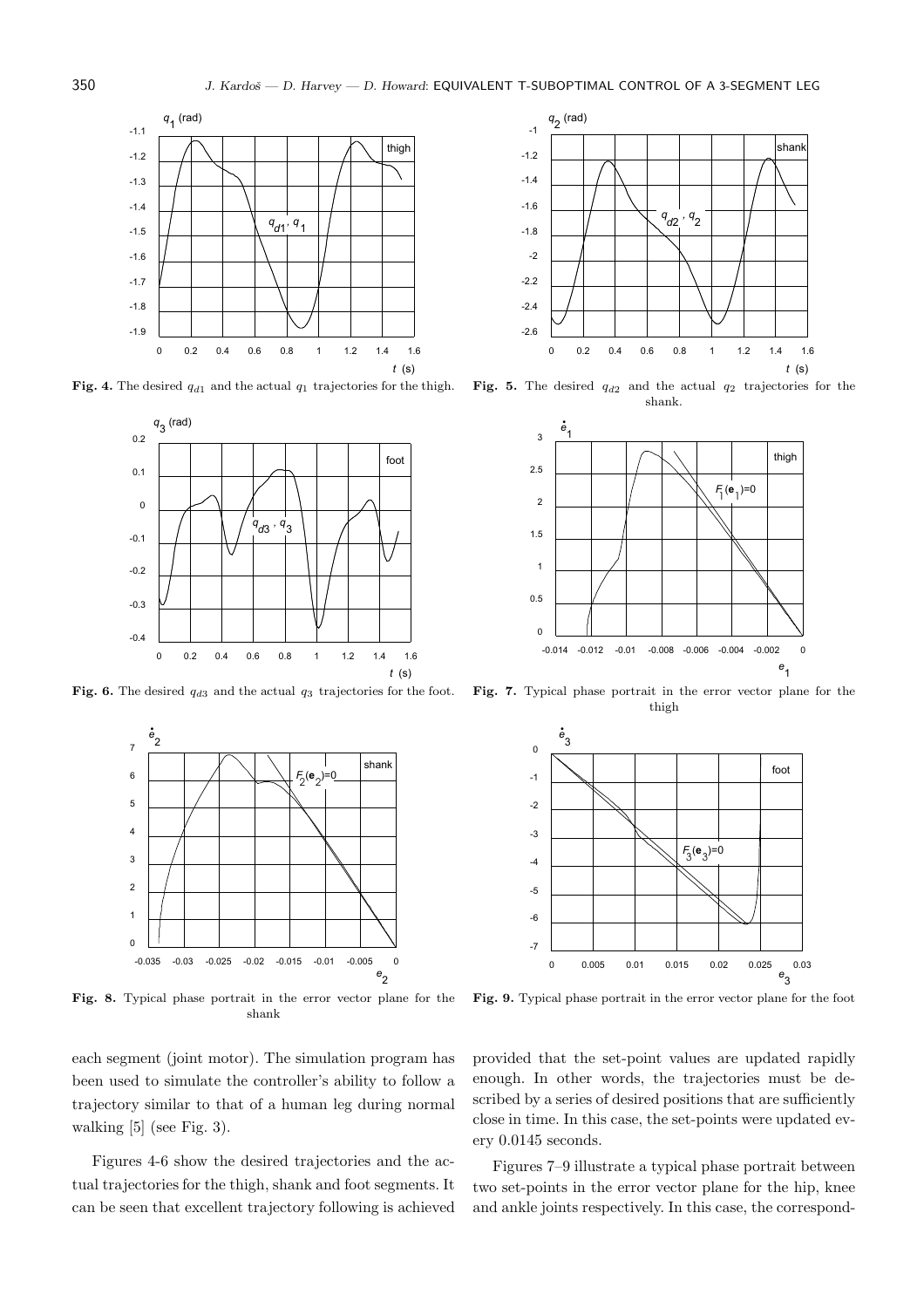**Fig. 4.** The desired $q_{d1}$ and the actual $q_1$ trajectories for the thigh.

**Fig. 5.** The desired $q_{d2}$ and the actual $q_2$ trajectories for the shank.

**Fig. 6.** The desired $q_{d3}$ and the actual $q_3$ trajectories for the foot.

**Fig. 7.** Typical phase portrait in the error vector plane for the thigh

**Fig. 8.** Typical phase portrait in the error vector plane for the shank

**Fig. 9.** Typical phase portrait in the error vector plane for the foot

each segment (joint motor). The simulation program has been used to simulate the controller's ability to follow a trajectory similar to that of a human leg during normal walking [5] (see Fig. 3).

Figures 4-6 show the desired trajectories and the actual trajectories for the thigh, shank and foot segments. It can be seen that excellent trajectory following is achieved provided that the set-point values are updated rapidly enough. In other words, the trajectories must be described by a series of desired positions that are sufficiently close in time. In this case, the set-points were updated every 0.0145 seconds.

Figures 7–9 illustrate a typical phase portrait between two set-points in the error vector plane for the hip, knee and ankle joints respectively. In this case, the correspond-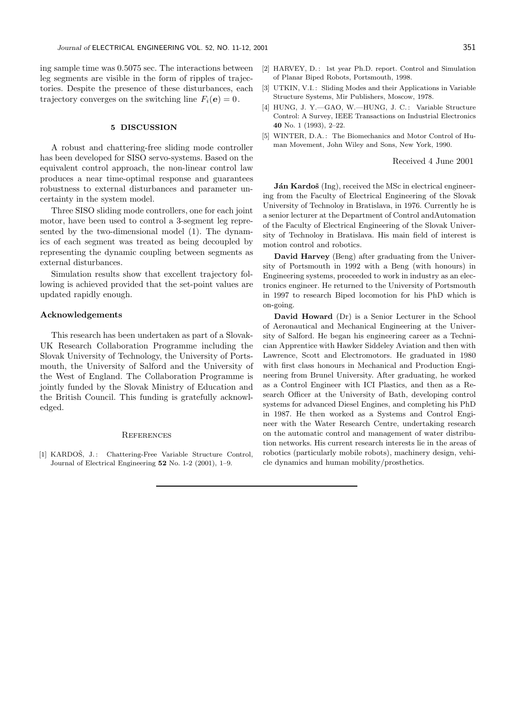ing sample time was 0.5075 sec. The interactions between leg segments are visible in the form of ripples of trajectories. Despite the presence of these disturbances, each trajectory converges on the switching line $F_i(\boldsymbol{e}) = 0$.

## 5 DISCUSSION

A robust and chattering-free sliding mode controller has been developed for SISO servo-systems. Based on the equivalent control approach, the non-linear control law produces a near time-optimal response and guarantees robustness to external disturbances and parameter uncertainty in the system model.

Three SISO sliding mode controllers, one for each joint motor, have been used to control a 3-segment leg represented by the two-dimensional model (1). The dynamics of each segment was treated as being decoupled by representing the dynamic coupling between segments as external disturbances.

Simulation results show that excellent trajectory following is achieved provided that the set-point values are updated rapidly enough.

### Acknowledgements

This research has been undertaken as part of a Slovak-UK Research Collaboration Programme including the Slovak University of Technology, the University of Portsmouth, the University of Salford and the University of the West of England. The Collaboration Programme is jointly funded by the Slovak Ministry of Education and the British Council. This funding is gratefully acknowledged.

### References

[1] KARDOŠ, J.: Chattering-Free Variable Structure Control, Journal of Electrical Engineering **52** No. 1-2 (2001), 1–9.

[2] HARVEY, D.: 1st year Ph.D. report. Control and Simulation of Planar Biped Robots, Portsmouth, 1998.

[3] UTKIN, V.I.: Sliding Modes and their Applications in Variable Structure Systems, Mir Publishers, Moscow, 1978.

[4] HUNG, J. Y.—GAO, W.—HUNG, J. C.: Variable Structure Control: A Survey, IEEE Transactions on Industrial Electronics **40** No. 1 (1993), 2–22.

[5] WINTER, D.A.: The Biomechanics and Motor Control of Human Movement, John Wiley and Sons, New York, 1990.

Received 4 June 2001

**Ján Kardoš** (Ing), received the MSc in electrical engineering from the Faculty of Electrical Engineering of the Slovak University of Technoloy in Bratislava, in 1976. Currently he is a senior lecturer at the Department of Control andAutomation of the Faculty of Electrical Engineering of the Slovak University of Technoloy in Bratislava. His main field of interest is motion control and robotics.

**David Harvey** (Beng) after graduating from the University of Portsmouth in 1992 with a Beng (with honours) in Engineering systems, proceeded to work in industry as an electronics engineer. He returned to the University of Portsmouth in 1997 to research Biped locomotion for his PhD which is on-going.

**David Howard** (Dr) is a Senior Lecturer in the School of Aeronautical and Mechanical Engineering at the University of Salford. He began his engineering career as a Technician Apprentice with Hawker Siddeley Aviation and then with Lawrence, Scott and Electromotors. He graduated in 1980 with first class honours in Mechanical and Production Engineering from Brunel University. After graduating, he worked as a Control Engineer with ICI Plastics, and then as a Research Officer at the University of Bath, developing control systems for advanced Diesel Engines, and completing his PhD in 1987. He then worked as a Systems and Control Engineer with the Water Research Centre, undertaking research on the automatic control and management of water distribution networks. His current research interests lie in the areas of robotics (particularly mobile robots), machinery design, vehicle dynamics and human mobility/prosthetics.